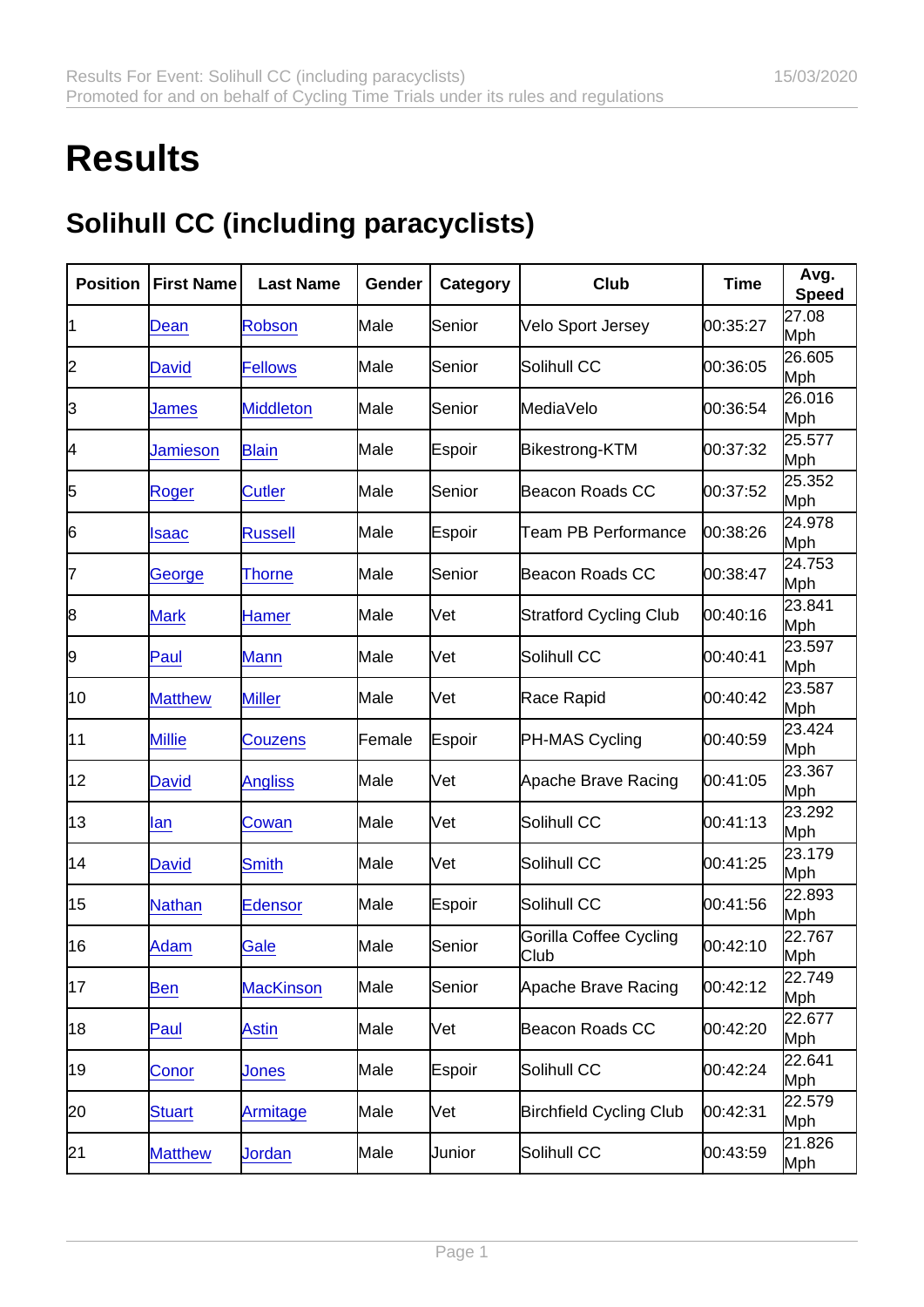# Results

## Solihull CC (including paracyclists)

| Position | First Name | Last Name | Gender | Category | Club | Time | Avg. Speed |
|---|---|---|---|---|---|---|---|
| 1 | Dean | Robson | Male | Senior | Velo Sport Jersey | 00:35:27 | 27.08 Mph |
| 2 | David | Fellows | Male | Senior | Solihull CC | 00:36:05 | 26.605 Mph |
| 3 | James | Middleton | Male | Senior | MediaVelo | 00:36:54 | 26.016 Mph |
| 4 | Jamieson | Blain | Male | Espoir | Bikestrong-KTM | 00:37:32 | 25.577 Mph |
| 5 | Roger | Cutler | Male | Senior | Beacon Roads CC | 00:37:52 | 25.352 Mph |
| 6 | Isaac | Russell | Male | Espoir | Team PB Performance | 00:38:26 | 24.978 Mph |
| 7 | George | Thorne | Male | Senior | Beacon Roads CC | 00:38:47 | 24.753 Mph |
| 8 | Mark | Hamer | Male | Vet | Stratford Cycling Club | 00:40:16 | 23.841 Mph |
| 9 | Paul | Mann | Male | Vet | Solihull CC | 00:40:41 | 23.597 Mph |
| 10 | Matthew | Miller | Male | Vet | Race Rapid | 00:40:42 | 23.587 Mph |
| 11 | Millie | Couzens | Female | Espoir | PH-MAS Cycling | 00:40:59 | 23.424 Mph |
| 12 | David | Angliss | Male | Vet | Apache Brave Racing | 00:41:05 | 23.367 Mph |
| 13 | Ian | Cowan | Male | Vet | Solihull CC | 00:41:13 | 23.292 Mph |
| 14 | David | Smith | Male | Vet | Solihull CC | 00:41:25 | 23.179 Mph |
| 15 | Nathan | Edensor | Male | Espoir | Solihull CC | 00:41:56 | 22.893 Mph |
| 16 | Adam | Gale | Male | Senior | Gorilla Coffee Cycling Club | 00:42:10 | 22.767 Mph |
| 17 | Ben | MacKinson | Male | Senior | Apache Brave Racing | 00:42:12 | 22.749 Mph |
| 18 | Paul | Astin | Male | Vet | Beacon Roads CC | 00:42:20 | 22.677 Mph |
| 19 | Conor | Jones | Male | Espoir | Solihull CC | 00:42:24 | 22.641 Mph |
| 20 | Stuart | Armitage | Male | Vet | Birchfield Cycling Club | 00:42:31 | 22.579 Mph |
| 21 | Matthew | Jordan | Male | Junior | Solihull CC | 00:43:59 | 21.826 Mph |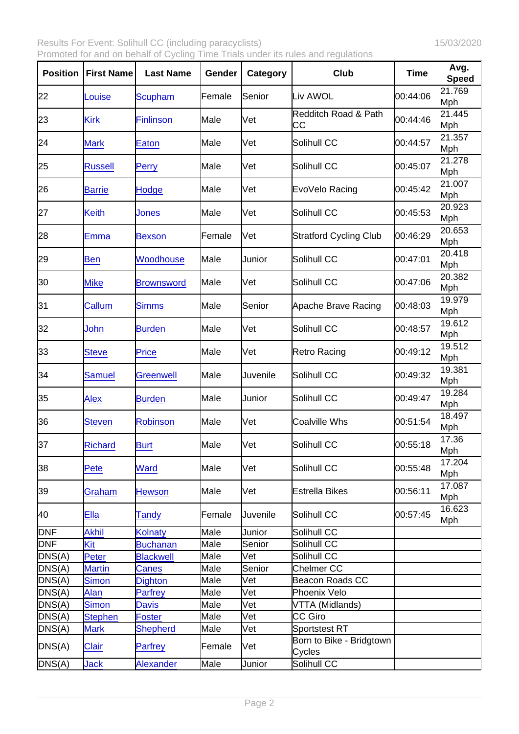| Position | First Name | Last Name | Gender | Category | Club | Time | Avg. Speed |
|---|---|---|---|---|---|---|---|
| 22 | Louise | Scupham | Female | Senior | Liv AWOL | 00:44:06 | 21.769 Mph |
| 23 | Kirk | Finlinson | Male | Vet | Redditch Road & Path CC | 00:44:46 | 21.445 Mph |
| 24 | Mark | Eaton | Male | Vet | Solihull CC | 00:44:57 | 21.357 Mph |
| 25 | Russell | Perry | Male | Vet | Solihull CC | 00:45:07 | 21.278 Mph |
| 26 | Barrie | Hodge | Male | Vet | EvoVelo Racing | 00:45:42 | 21.007 Mph |
| 27 | Keith | Jones | Male | Vet | Solihull CC | 00:45:53 | 20.923 Mph |
| 28 | Emma | Bexson | Female | Vet | Stratford Cycling Club | 00:46:29 | 20.653 Mph |
| 29 | Ben | Woodhouse | Male | Junior | Solihull CC | 00:47:01 | 20.418 Mph |
| 30 | Mike | Brownsword | Male | Vet | Solihull CC | 00:47:06 | 20.382 Mph |
| 31 | Callum | Simms | Male | Senior | Apache Brave Racing | 00:48:03 | 19.979 Mph |
| 32 | John | Burden | Male | Vet | Solihull CC | 00:48:57 | 19.612 Mph |
| 33 | Steve | Price | Male | Vet | Retro Racing | 00:49:12 | 19.512 Mph |
| 34 | Samuel | Greenwell | Male | Juvenile | Solihull CC | 00:49:32 | 19.381 Mph |
| 35 | Alex | Burden | Male | Junior | Solihull CC | 00:49:47 | 19.284 Mph |
| 36 | Steven | Robinson | Male | Vet | Coalville Whs | 00:51:54 | 18.497 Mph |
| 37 | Richard | Burt | Male | Vet | Solihull CC | 00:55:18 | 17.36 Mph |
| 38 | Pete | Ward | Male | Vet | Solihull CC | 00:55:48 | 17.204 Mph |
| 39 | Graham | Hewson | Male | Vet | Estrella Bikes | 00:56:11 | 17.087 Mph |
| 40 | Ella | Tandy | Female | Juvenile | Solihull CC | 00:57:45 | 16.623 Mph |
| DNF | Akhil | Kolnaty | Male | Junior | Solihull CC | | |
| DNF | Kit | Buchanan | Male | Senior | Solihull CC | | |
| DNS(A) | Peter | Blackwell | Male | Vet | Solihull CC | | |
| DNS(A) | Martin | Canes | Male | Senior | Chelmer CC | | |
| DNS(A) | Simon | Dighton | Male | Vet | Beacon Roads CC | | |
| DNS(A) | Alan | Parfrey | Male | Vet | Phoenix Velo | | |
| DNS(A) | Simon | Davis | Male | Vet | VTTA (Midlands) | | |
| DNS(A) | Stephen | Foster | Male | Vet | CC Giro | | |
| DNS(A) | Mark | Shepherd | Male | Vet | Sportstest RT | | |
| DNS(A) | Clair | Parfrey | Female | Vet | Born to Bike - Bridgtown Cycles | | |
| DNS(A) | Jack | Alexander | Male | Junior | Solihull CC | | |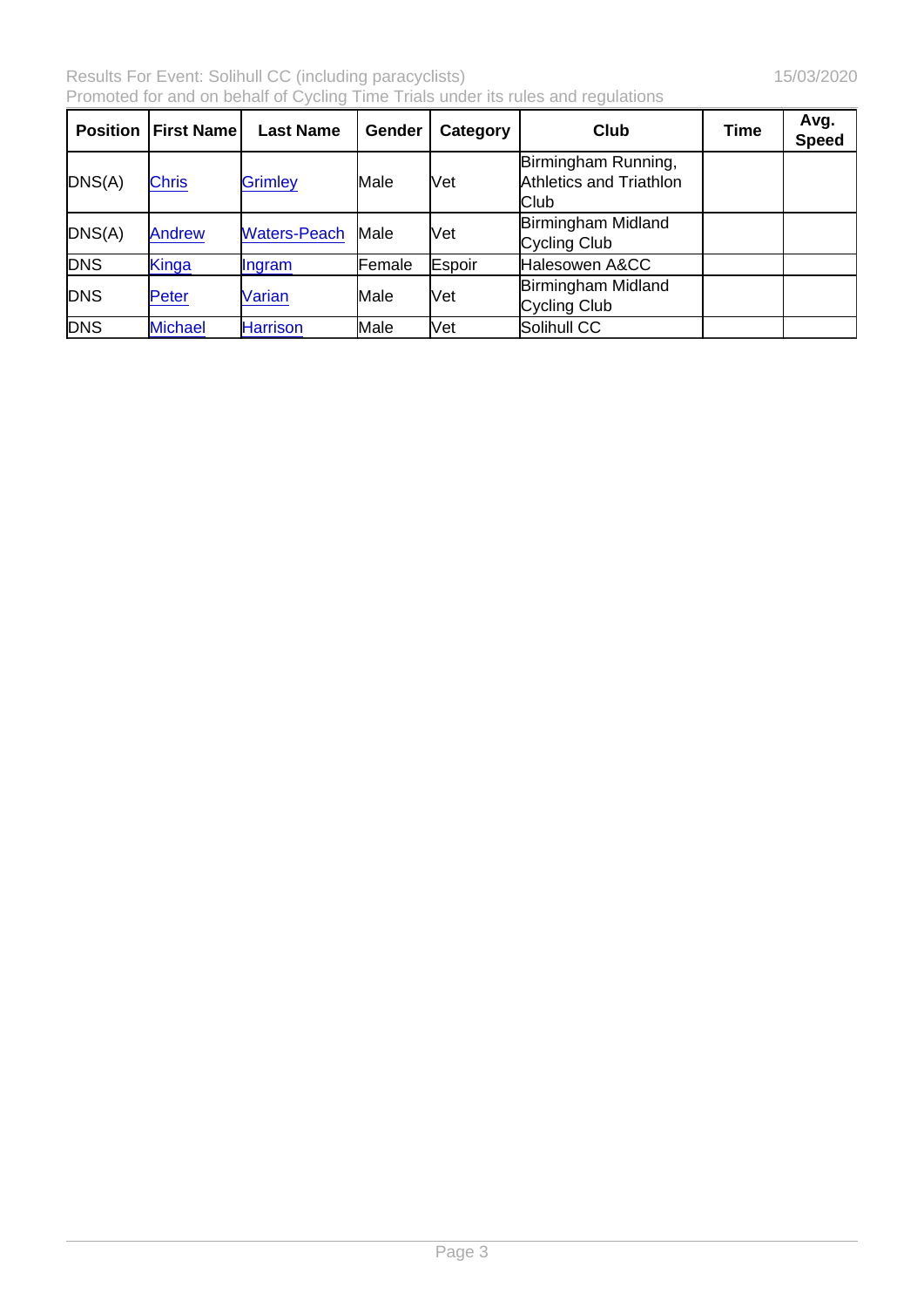| Position | First Name | Last Name | Gender | Category | Club | Time | Avg. Speed |
|---|---|---|---|---|---|---|---|
| DNS(A) | Chris | Grimley | Male | Vet | Birmingham Running, Athletics and Triathlon Club | | |
| DNS(A) | Andrew | Waters-Peach | Male | Vet | Birmingham Midland Cycling Club | | |
| DNS | Kinga | Ingram | Female | Espoir | Halesowen A&CC | | |
| DNS | Peter | Varian | Male | Vet | Birmingham Midland Cycling Club | | |
| DNS | Michael | Harrison | Male | Vet | Solihull CC | | |